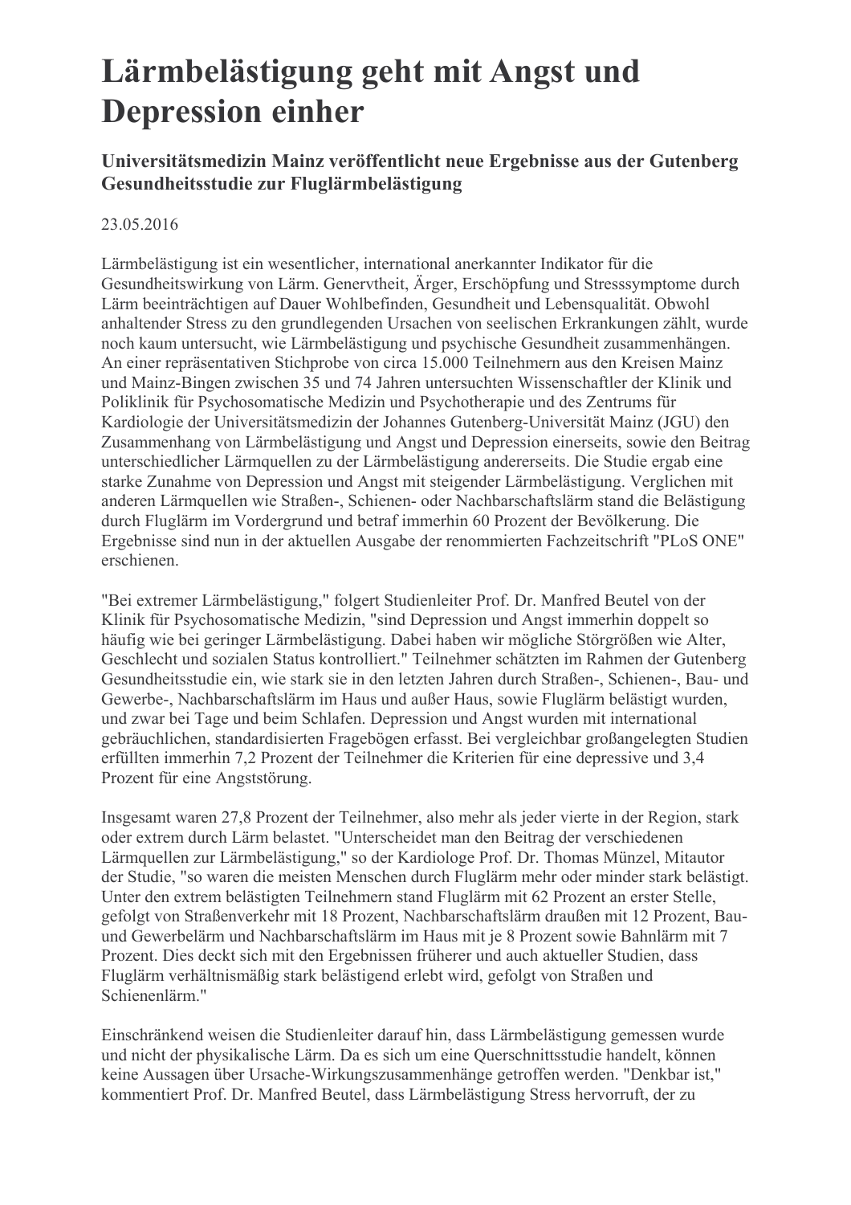# Lärmbelästigung geht mit Angst und Depression einher

## Universitätsmedizin Mainz veröffentlicht neue Ergebnisse aus der Gutenberg Gesundheitsstudie zur Fluglärmbelästigung

23.05.2016

Lärmbelästigung ist ein wesentlicher, international anerkannter Indikator für die Gesundheitswirkung von Lärm. Genervtheit, Ärger, Erschöpfung und Stresssymptome durch Lärm beeinträchtigen auf Dauer Wohlbefinden, Gesundheit und Lebensqualität. Obwohl anhaltender Stress zu den grundlegenden Ursachen von seelischen Erkrankungen zählt, wurde noch kaum untersucht, wie Lärmbelästigung und psychische Gesundheit zusammenhängen. An einer repräsentativen Stichprobe von circa 15.000 Teilnehmern aus den Kreisen Mainz und Mainz-Bingen zwischen 35 und 74 Jahren untersuchten Wissenschaftler der Klinik und Poliklinik für Psychosomatische Medizin und Psychotherapie und des Zentrums für Kardiologie der Universitätsmedizin der Johannes Gutenberg-Universität Mainz (JGU) den Zusammenhang von Lärmbelästigung und Angst und Depression einerseits, sowie den Beitrag unterschiedlicher Lärmquellen zu der Lärmbelästigung andererseits. Die Studie ergab eine starke Zunahme von Depression und Angst mit steigender Lärmbelästigung. Verglichen mit anderen Lärmquellen wie Straßen-, Schienen- oder Nachbarschaftslärm stand die Belästigung durch Fluglärm im Vordergrund und betraf immerhin 60 Prozent der Bevölkerung. Die Ergebnisse sind nun in der aktuellen Ausgabe der renommierten Fachzeitschrift "PLoS ONE" erschienen.

"Bei extremer Lärmbelästigung," folgert Studienleiter Prof. Dr. Manfred Beutel von der Klinik für Psychosomatische Medizin, "sind Depression und Angst immerhin doppelt so häufig wie bei geringer Lärmbelästigung. Dabei haben wir mögliche Störgrößen wie Alter, Geschlecht und sozialen Status kontrolliert." Teilnehmer schätzten im Rahmen der Gutenberg Gesundheitsstudie ein, wie stark sie in den letzten Jahren durch Straßen-, Schienen-, Bau- und Gewerbe-, Nachbarschaftslärm im Haus und außer Haus, sowie Fluglärm belästigt wurden, und zwar bei Tage und beim Schlafen. Depression und Angst wurden mit international gebräuchlichen, standardisierten Fragebögen erfasst. Bei vergleichbar großangelegten Studien erfüllten immerhin 7,2 Prozent der Teilnehmer die Kriterien für eine depressive und 3,4 Prozent für eine Angststörung.

Insgesamt waren 27,8 Prozent der Teilnehmer, also mehr als jeder vierte in der Region, stark oder extrem durch Lärm belastet. "Unterscheidet man den Beitrag der verschiedenen Lärmquellen zur Lärmbelästigung," so der Kardiologe Prof. Dr. Thomas Münzel, Mitautor der Studie, "so waren die meisten Menschen durch Fluglärm mehr oder minder stark belästigt. Unter den extrem belästigten Teilnehmern stand Fluglärm mit 62 Prozent an erster Stelle, gefolgt von Straßenverkehr mit 18 Prozent, Nachbarschaftslärm draußen mit 12 Prozent, Bau- und Gewerbelärm und Nachbarschaftslärm im Haus mit je 8 Prozent sowie Bahnlärm mit 7 Prozent. Dies deckt sich mit den Ergebnissen früherer und auch aktueller Studien, dass Fluglärm verhältnismäßig stark belästigend erlebt wird, gefolgt von Straßen und Schienenlärm."

Einschränkend weisen die Studienleiter darauf hin, dass Lärmbelästigung gemessen wurde und nicht der physikalische Lärm. Da es sich um eine Querschnittsstudie handelt, können keine Aussagen über Ursache-Wirkungszusammenhänge getroffen werden. "Denkbar ist," kommentiert Prof. Dr. Manfred Beutel, dass Lärmbelästigung Stress hervorruft, der zu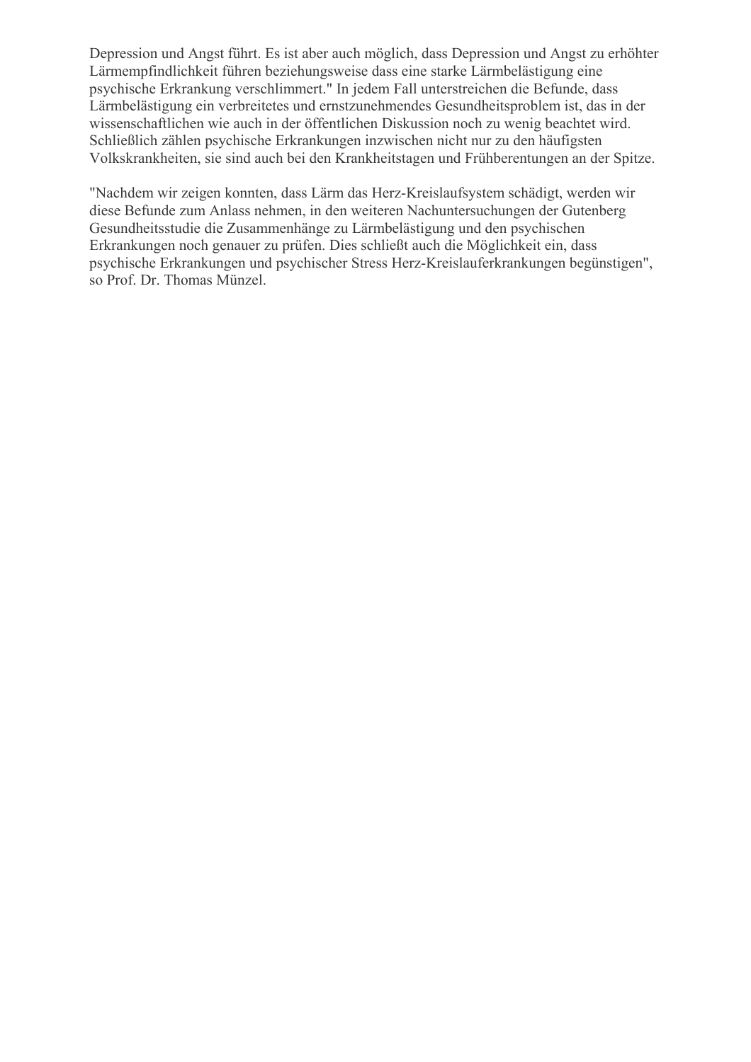Depression und Angst führt. Es ist aber auch möglich, dass Depression und Angst zu erhöhter Lärmempfindlichkeit führen beziehungsweise dass eine starke Lärmbelästigung eine psychische Erkrankung verschlimmert." In jedem Fall unterstreichen die Befunde, dass Lärmbelästigung ein verbreitetes und ernstzunehmendes Gesundheitsproblem ist, das in der wissenschaftlichen wie auch in der öffentlichen Diskussion noch zu wenig beachtet wird. Schließlich zählen psychische Erkrankungen inzwischen nicht nur zu den häufigsten Volkskrankheiten, sie sind auch bei den Krankheitstagen und Frühberentungen an der Spitze.

"Nachdem wir zeigen konnten, dass Lärm das Herz-Kreislaufsystem schädigt, werden wir diese Befunde zum Anlass nehmen, in den weiteren Nachuntersuchungen der Gutenberg Gesundheitsstudie die Zusammenhänge zu Lärmbelästigung und den psychischen Erkrankungen noch genauer zu prüfen. Dies schließt auch die Möglichkeit ein, dass psychische Erkrankungen und psychischer Stress Herz-Kreislauferkrankungen begünstigen", so Prof. Dr. Thomas Münzel.